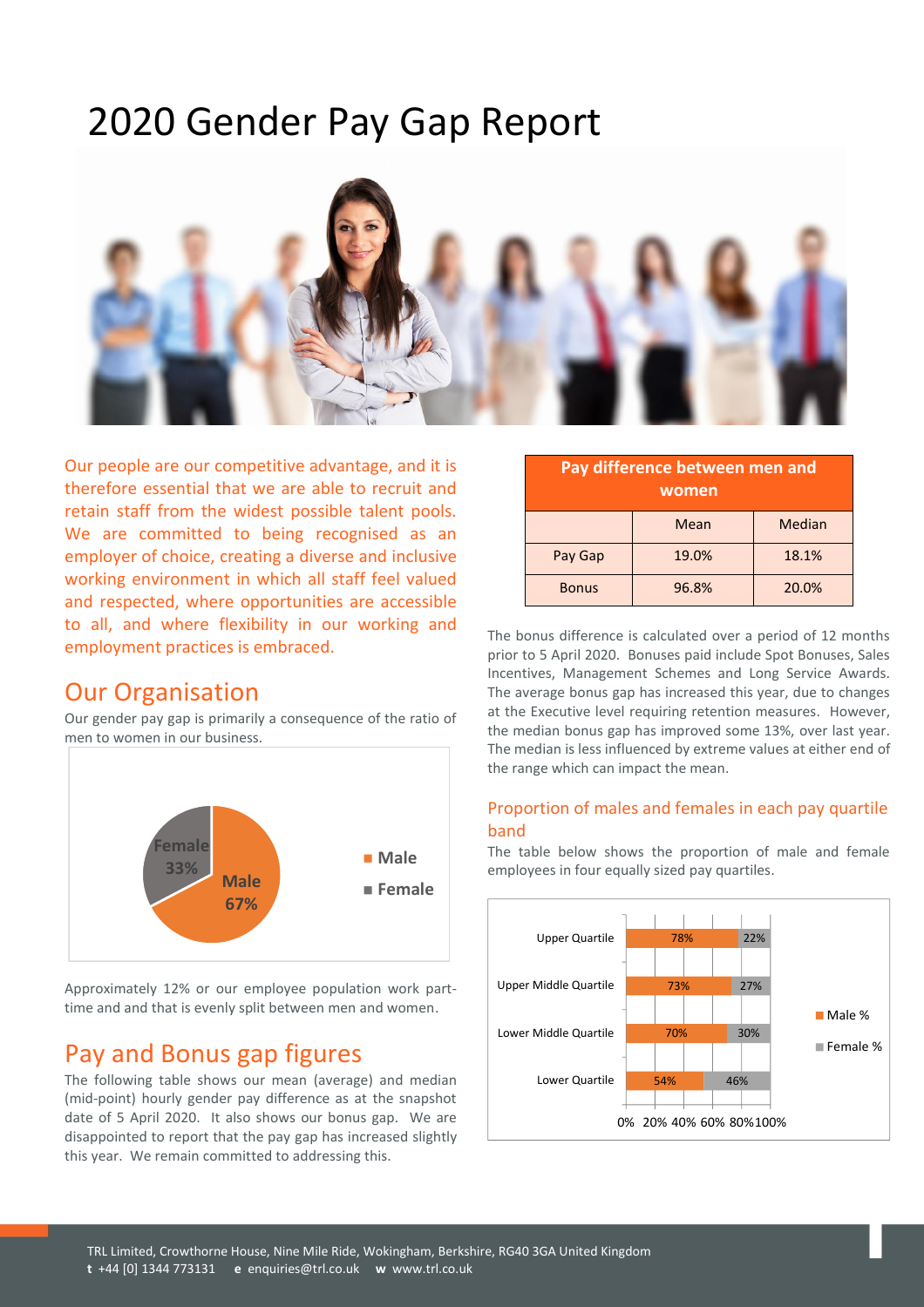# 2020 Gender Pay Gap Report

Our people are our competitive advantage, and it is therefore essential that we are able to recruit and retain staff from the widest possible talent pools. We are committed to being recognised as an employer of choice, creating a diverse and inclusive working environment in which all staff feel valued and respected, where opportunities are accessible to all, and where flexibility in our working and employment practices is embraced.

## Our Organisation

Our gender pay gap is primarily a consequence of the ratio of men to women in our business.

| | % |
|---|---|
| Male | 67% |
| Female | 33% |

Approximately 12% or our employee population work part-time and and that is evenly split between men and women.

## Pay and Bonus gap figures

The following table shows our mean (average) and median (mid-point) hourly gender pay difference as at the snapshot date of 5 April 2020. It also shows our bonus gap. We are disappointed to report that the pay gap has increased slightly this year. We remain committed to addressing this.

| Pay difference between men and women | | |
|---|---|---|
| | Mean | Median |
| Pay Gap | 19.0% | 18.1% |
| Bonus | 96.8% | 20.0% |

The bonus difference is calculated over a period of 12 months prior to 5 April 2020. Bonuses paid include Spot Bonuses, Sales Incentives, Management Schemes and Long Service Awards. The average bonus gap has increased this year, due to changes at the Executive level requiring retention measures. However, the median bonus gap has improved some 13%, over last year. The median is less influenced by extreme values at either end of the range which can impact the mean.

### Proportion of males and females in each pay quartile band

The table below shows the proportion of male and female employees in four equally sized pay quartiles.

| Quartile | Male % | Female % |
|---|---|---|
| Upper Quartile | 78% | 22% |
| Upper Middle Quartile | 73% | 27% |
| Lower Middle Quartile | 70% | 30% |
| Lower Quartile | 54% | 46% |

TRL Limited, Crowthorne House, Nine Mile Ride, Wokingham, Berkshire, RG40 3GA United Kingdom
**t** +44 [0] 1344 773131 **e** enquiries@trl.co.uk **w** www.trl.co.uk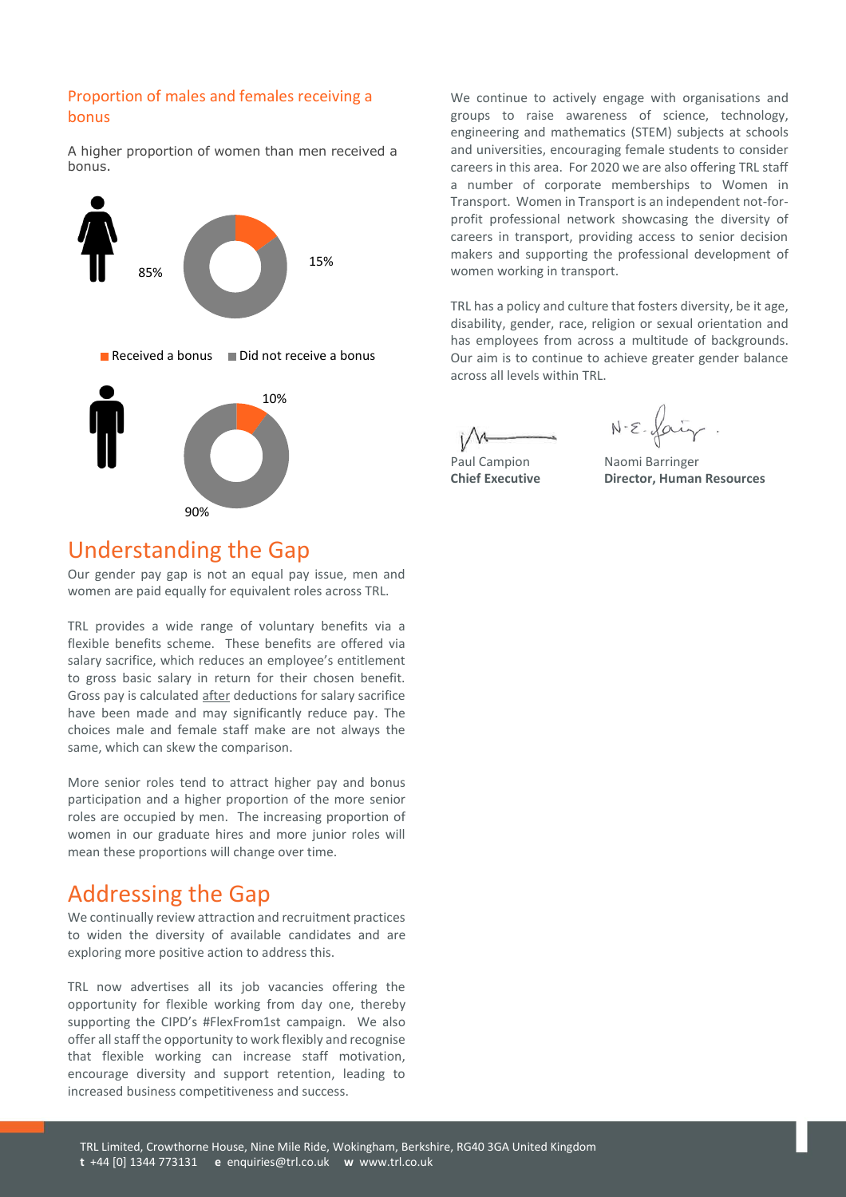## Proportion of males and females receiving a bonus

A higher proportion of women than men received a bonus.

85%

15%

Received a bonus   Did not receive a bonus

10%

90%

## Understanding the Gap

Our gender pay gap is not an equal pay issue, men and women are paid equally for equivalent roles across TRL.

TRL provides a wide range of voluntary benefits via a flexible benefits scheme. These benefits are offered via salary sacrifice, which reduces an employee's entitlement to gross basic salary in return for their chosen benefit. Gross pay is calculated after deductions for salary sacrifice have been made and may significantly reduce pay. The choices male and female staff make are not always the same, which can skew the comparison.

More senior roles tend to attract higher pay and bonus participation and a higher proportion of the more senior roles are occupied by men. The increasing proportion of women in our graduate hires and more junior roles will mean these proportions will change over time.

## Addressing the Gap

We continually review attraction and recruitment practices to widen the diversity of available candidates and are exploring more positive action to address this.

TRL now advertises all its job vacancies offering the opportunity for flexible working from day one, thereby supporting the CIPD's #FlexFrom1st campaign. We also offer all staff the opportunity to work flexibly and recognise that flexible working can increase staff motivation, encourage diversity and support retention, leading to increased business competitiveness and success.

We continue to actively engage with organisations and groups to raise awareness of science, technology, engineering and mathematics (STEM) subjects at schools and universities, encouraging female students to consider careers in this area. For 2020 we are also offering TRL staff a number of corporate memberships to Women in Transport. Women in Transport is an independent not-for-profit professional network showcasing the diversity of careers in transport, providing access to senior decision makers and supporting the professional development of women working in transport.

TRL has a policy and culture that fosters diversity, be it age, disability, gender, race, religion or sexual orientation and has employees from across a multitude of backgrounds. Our aim is to continue to achieve greater gender balance across all levels within TRL.

Paul Campion
**Chief Executive**

Naomi Barringer
**Director, Human Resources**

TRL Limited, Crowthorne House, Nine Mile Ride, Wokingham, Berkshire, RG40 3GA United Kingdom
**t** +44 [0] 1344 773131 **e** enquiries@trl.co.uk **w** www.trl.co.uk